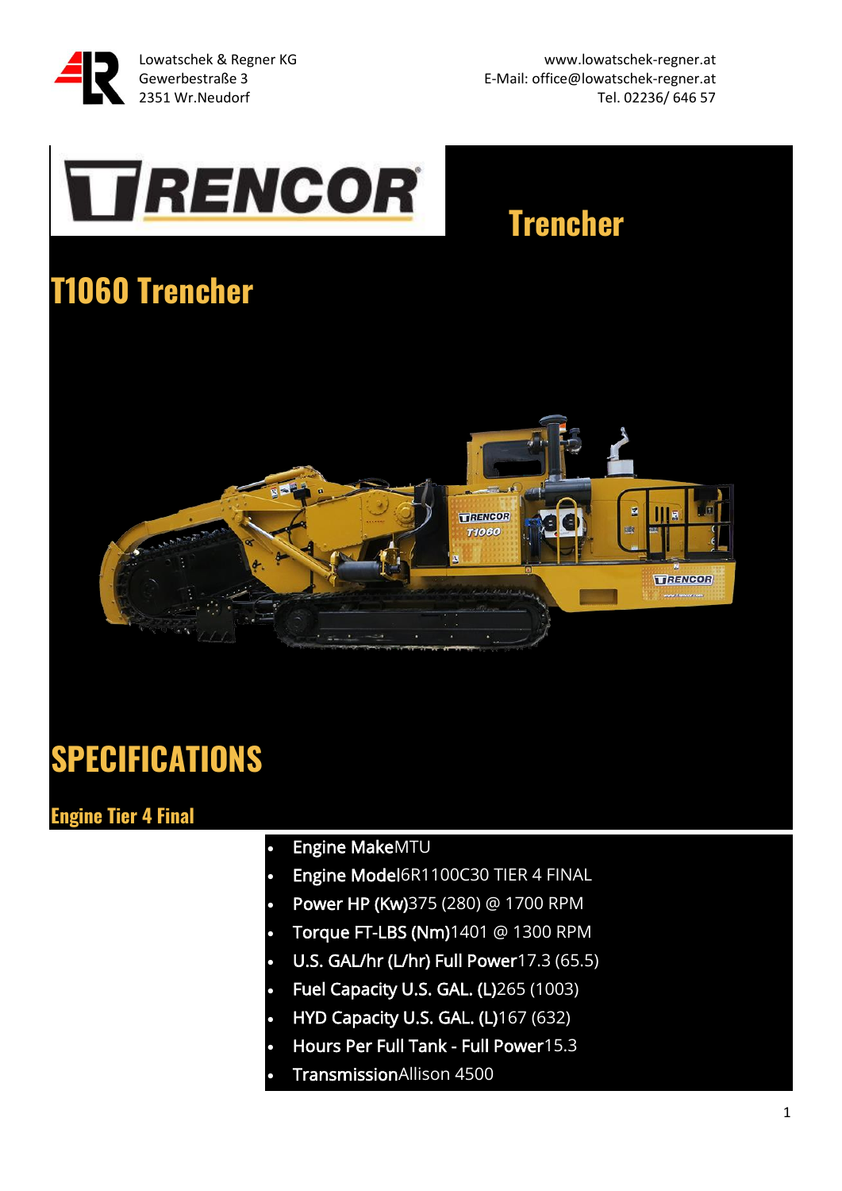Lowatschek & Regner KG
Gewerbestraße 3
2351 Wr.Neudorf

www.lowatschek-regner.at
E-Mail: office@lowatschek-regner.at
Tel. 02236/ 646 57

TRENCOR

# Trencher

# T1060 Trencher

# SPECIFICATIONS

## Engine Tier 4 Final

- **Engine Make** MTU
- **Engine Model** 6R1100C30 TIER 4 FINAL
- **Power HP (Kw)** 375 (280) @ 1700 RPM
- **Torque FT-LBS (Nm)** 1401 @ 1300 RPM
- **U.S. GAL/hr (L/hr) Full Power** 17.3 (65.5)
- **Fuel Capacity U.S. GAL. (L)** 265 (1003)
- **HYD Capacity U.S. GAL. (L)** 167 (632)
- **Hours Per Full Tank - Full Power** 15.3
- **Transmission** Allison 4500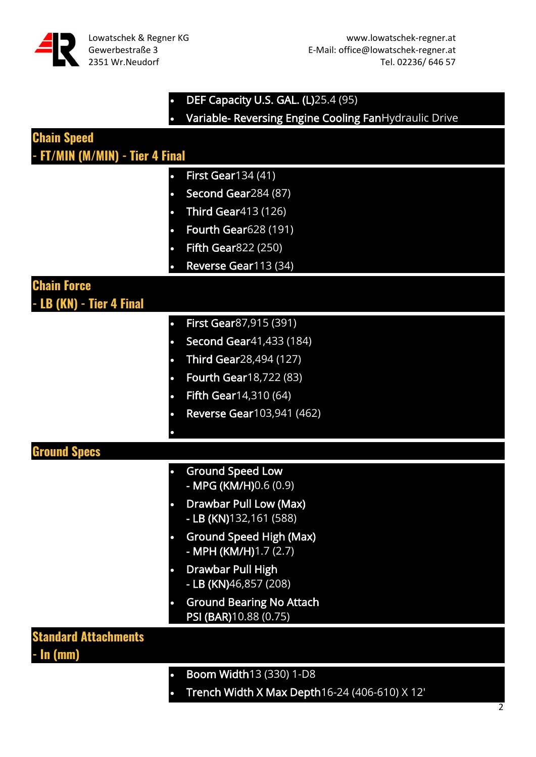- **DEF Capacity U.S. GAL. (L)**25.4 (95)
- **Variable- Reversing Engine Cooling Fan**Hydraulic Drive

## Chain Speed - FT/MIN (M/MIN) - Tier 4 Final

- **First Gear**134 (41)
- **Second Gear**284 (87)
- **Third Gear**413 (126)
- **Fourth Gear**628 (191)
- **Fifth Gear**822 (250)
- **Reverse Gear**113 (34)

## Chain Force - LB (KN) - Tier 4 Final

- **First Gear**87,915 (391)
- **Second Gear**41,433 (184)
- **Third Gear**28,494 (127)
- **Fourth Gear**18,722 (83)
- **Fifth Gear**14,310 (64)
- **Reverse Gear**103,941 (462)

## Ground Specs

- **Ground Speed Low - MPG (KM/H)**0.6 (0.9)
- **Drawbar Pull Low (Max) - LB (KN)**132,161 (588)
- **Ground Speed High (Max) - MPH (KM/H)**1.7 (2.7)
- **Drawbar Pull High - LB (KN)**46,857 (208)
- **Ground Bearing No Attach PSI (BAR)**10.88 (0.75)

## Standard Attachments - In (mm)

- **Boom Width**13 (330) 1-D8
- **Trench Width X Max Depth**16-24 (406-610) X 12'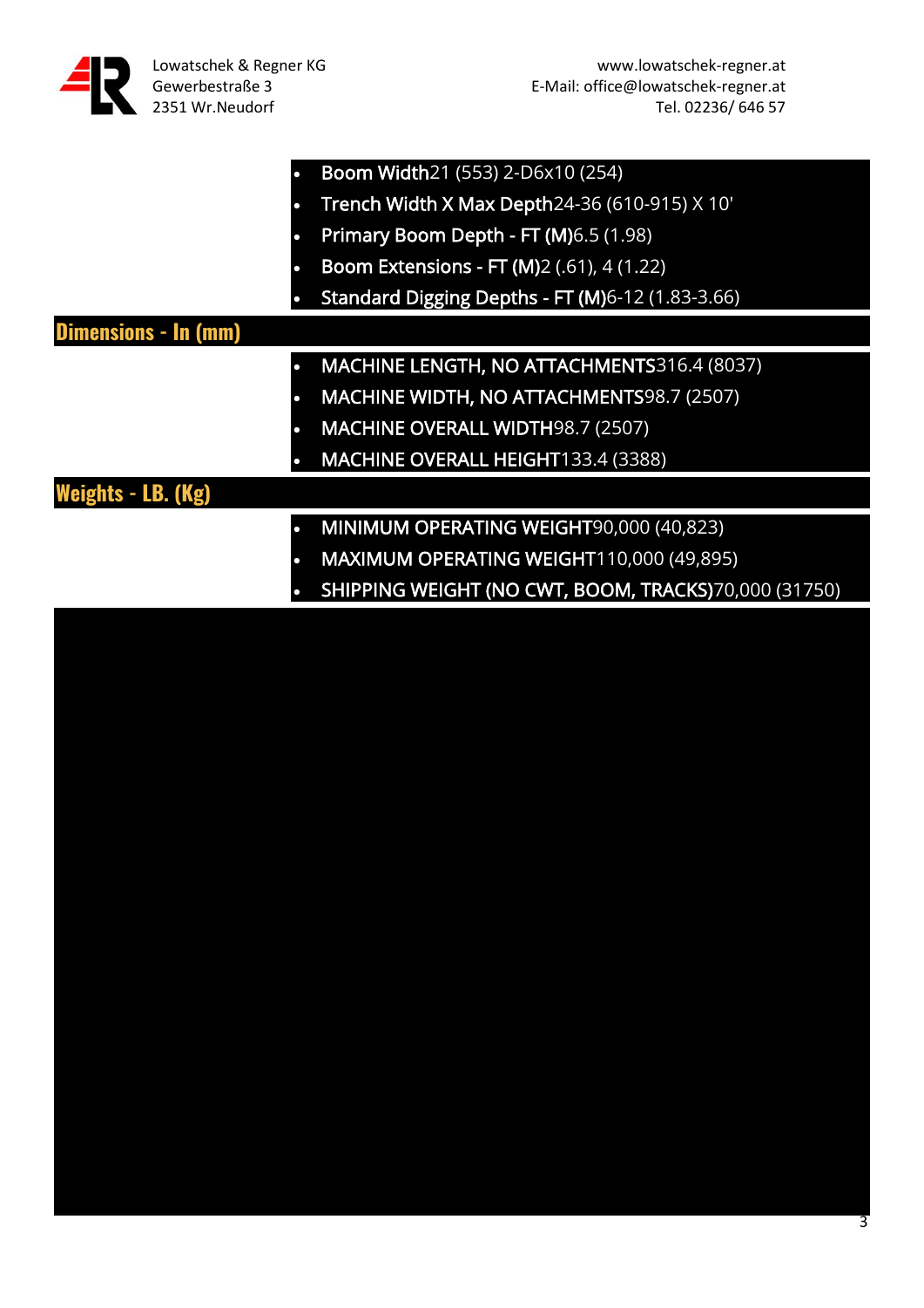- **Boom Width**21 (553) 2-D6x10 (254)
- **Trench Width X Max Depth**24-36 (610-915) X 10'
- **Primary Boom Depth - FT (M)**6.5 (1.98)
- **Boom Extensions - FT (M)**2 (.61), 4 (1.22)
- **Standard Digging Depths - FT (M)**6-12 (1.83-3.66)

## Dimensions - In (mm)

- **MACHINE LENGTH, NO ATTACHMENTS**316.4 (8037)
- **MACHINE WIDTH, NO ATTACHMENTS**98.7 (2507)
- **MACHINE OVERALL WIDTH**98.7 (2507)
- **MACHINE OVERALL HEIGHT**133.4 (3388)

## Weights - LB. (Kg)

- **MINIMUM OPERATING WEIGHT**90,000 (40,823)
- **MAXIMUM OPERATING WEIGHT**110,000 (49,895)
- **SHIPPING WEIGHT (NO CWT, BOOM, TRACKS)**70,000 (31750)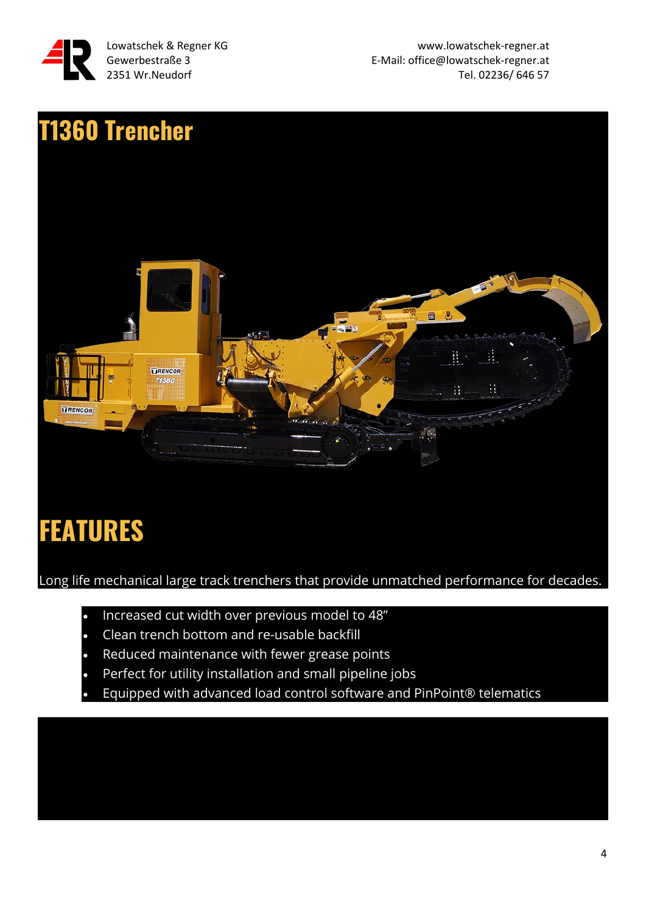# T1360 Trencher

# FEATURES

Long life mechanical large track trenchers that provide unmatched performance for decades.

- Increased cut width over previous model to 48″
- Clean trench bottom and re-usable backfill
- Reduced maintenance with fewer grease points
- Perfect for utility installation and small pipeline jobs
- Equipped with advanced load control software and PinPoint® telematics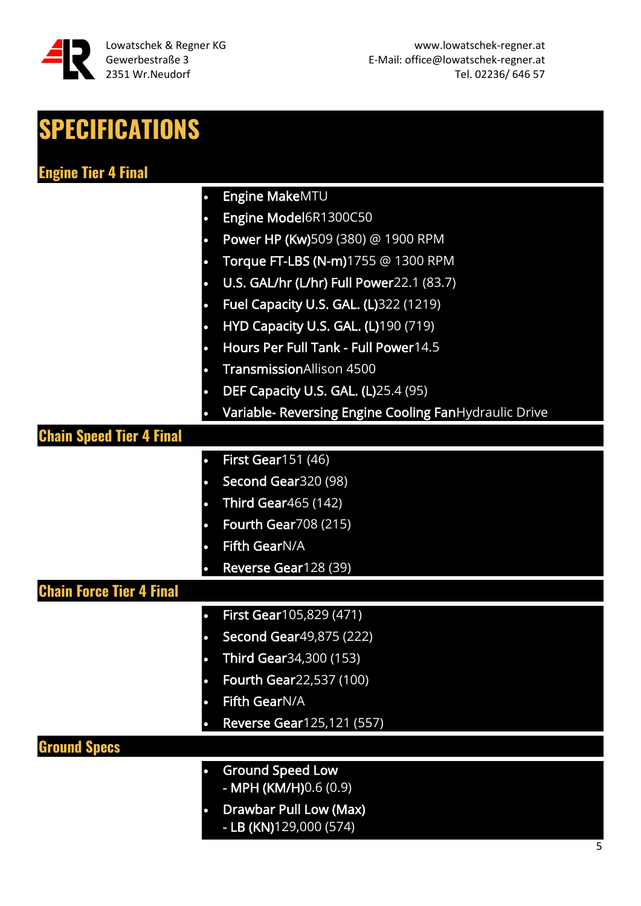# SPECIFICATIONS

## Engine Tier 4 Final

- **Engine Make** MTU
- **Engine Model** 6R1300C50
- **Power HP (Kw)** 509 (380) @ 1900 RPM
- **Torque FT-LBS (N-m)** 1755 @ 1300 RPM
- **U.S. GAL/hr (L/hr) Full Power** 22.1 (83.7)
- **Fuel Capacity U.S. GAL. (L)** 322 (1219)
- **HYD Capacity U.S. GAL. (L)** 190 (719)
- **Hours Per Full Tank - Full Power** 14.5
- **Transmission** Allison 4500
- **DEF Capacity U.S. GAL. (L)** 25.4 (95)
- **Variable- Reversing Engine Cooling Fan** Hydraulic Drive

## Chain Speed Tier 4 Final

- **First Gear** 151 (46)
- **Second Gear** 320 (98)
- **Third Gear** 465 (142)
- **Fourth Gear** 708 (215)
- **Fifth Gear** N/A
- **Reverse Gear** 128 (39)

## Chain Force Tier 4 Final

- **First Gear** 105,829 (471)
- **Second Gear** 49,875 (222)
- **Third Gear** 34,300 (153)
- **Fourth Gear** 22,537 (100)
- **Fifth Gear** N/A
- **Reverse Gear** 125,121 (557)

## Ground Specs

- **Ground Speed Low**
  **- MPH (KM/H)** 0.6 (0.9)
- **Drawbar Pull Low (Max)**
  **- LB (KN)** 129,000 (574)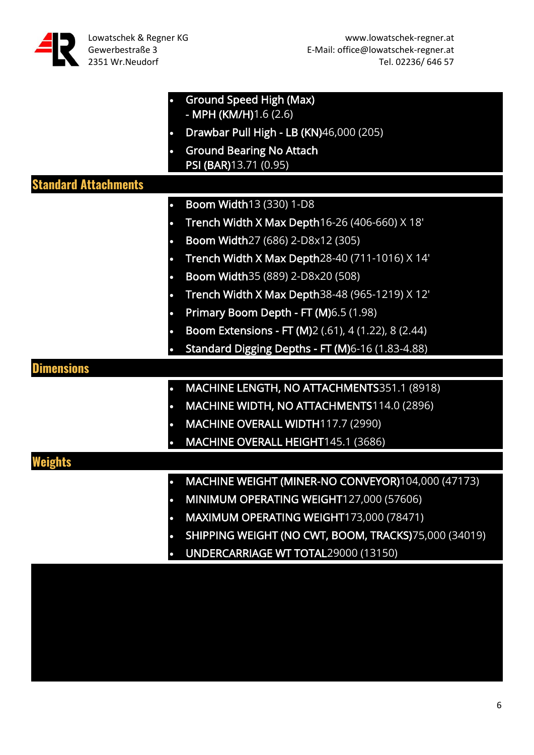- Ground Speed High (Max) - MPH (KM/H)1.6 (2.6)
- Drawbar Pull High - LB (KN)46,000 (205)
- Ground Bearing No Attach PSI (BAR)13.71 (0.95)

## Standard Attachments

- Boom Width13 (330) 1-D8
- Trench Width X Max Depth16-26 (406-660) X 18'
- Boom Width27 (686) 2-D8x12 (305)
- Trench Width X Max Depth28-40 (711-1016) X 14'
- Boom Width35 (889) 2-D8x20 (508)
- Trench Width X Max Depth38-48 (965-1219) X 12'
- Primary Boom Depth - FT (M)6.5 (1.98)
- Boom Extensions - FT (M)2 (.61), 4 (1.22), 8 (2.44)
- Standard Digging Depths - FT (M)6-16 (1.83-4.88)

## Dimensions

- MACHINE LENGTH, NO ATTACHMENTS351.1 (8918)
- MACHINE WIDTH, NO ATTACHMENTS114.0 (2896)
- MACHINE OVERALL WIDTH117.7 (2990)
- MACHINE OVERALL HEIGHT145.1 (3686)

## Weights

- MACHINE WEIGHT (MINER-NO CONVEYOR)104,000 (47173)
- MINIMUM OPERATING WEIGHT127,000 (57606)
- MAXIMUM OPERATING WEIGHT173,000 (78471)
- SHIPPING WEIGHT (NO CWT, BOOM, TRACKS)75,000 (34019)
- UNDERCARRIAGE WT TOTAL29000 (13150)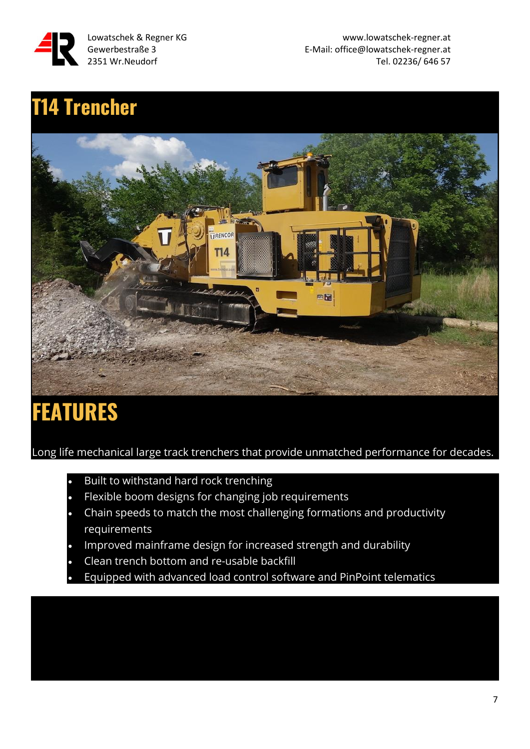# T14 Trencher

# FEATURES

Long life mechanical large track trenchers that provide unmatched performance for decades.

- Built to withstand hard rock trenching
- Flexible boom designs for changing job requirements
- Chain speeds to match the most challenging formations and productivity requirements
- Improved mainframe design for increased strength and durability
- Clean trench bottom and re-usable backfill
- Equipped with advanced load control software and PinPoint telematics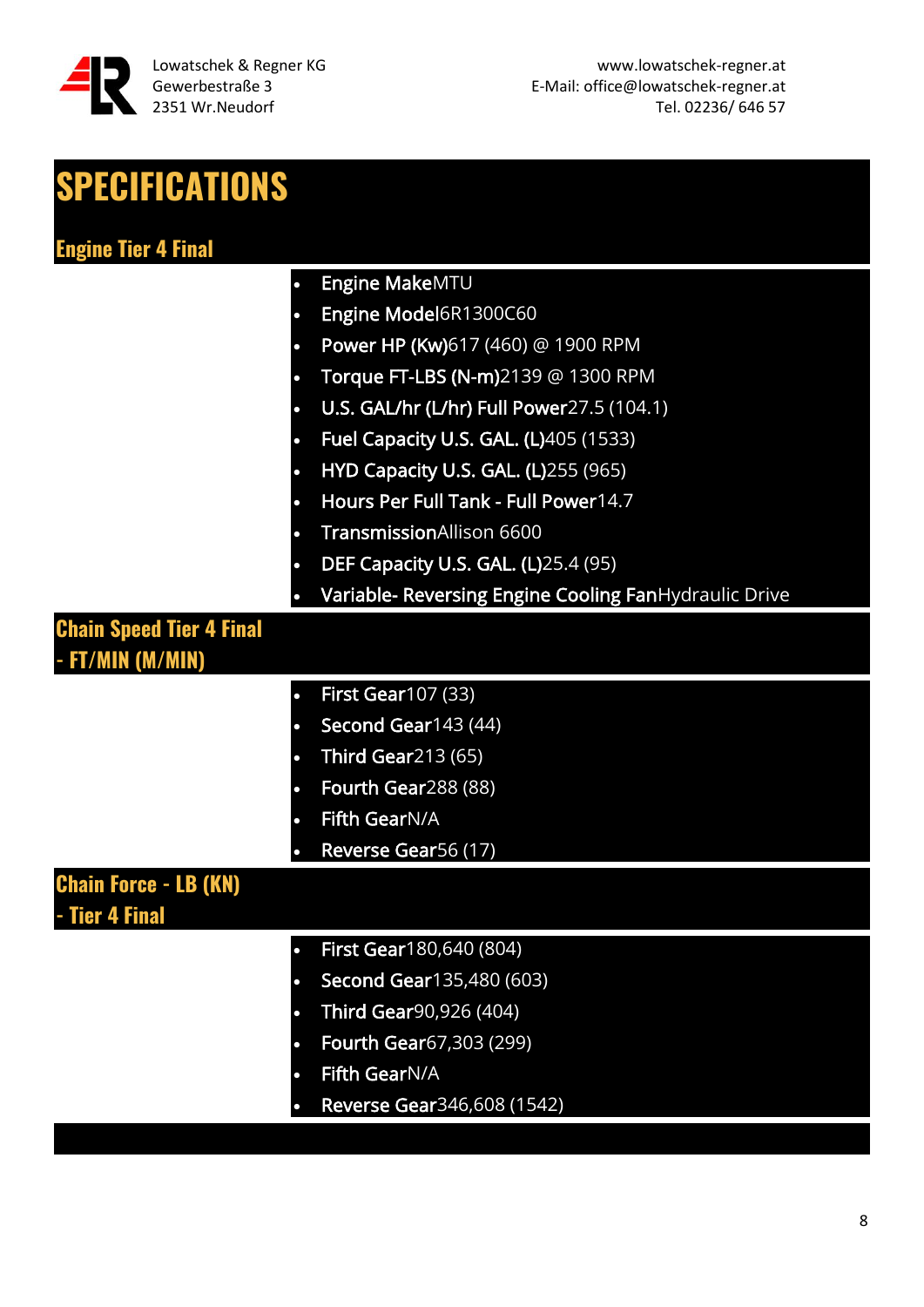# SPECIFICATIONS

## Engine Tier 4 Final

- **Engine Make**MTU
- **Engine Model**6R1300C60
- **Power HP (Kw)**617 (460) @ 1900 RPM
- **Torque FT-LBS (N-m)**2139 @ 1300 RPM
- **U.S. GAL/hr (L/hr) Full Power**27.5 (104.1)
- **Fuel Capacity U.S. GAL. (L)**405 (1533)
- **HYD Capacity U.S. GAL. (L)**255 (965)
- **Hours Per Full Tank - Full Power**14.7
- **Transmission**Allison 6600
- **DEF Capacity U.S. GAL. (L)**25.4 (95)
- **Variable- Reversing Engine Cooling Fan**Hydraulic Drive

## Chain Speed Tier 4 Final - FT/MIN (M/MIN)

- **First Gear**107 (33)
- **Second Gear**143 (44)
- **Third Gear**213 (65)
- **Fourth Gear**288 (88)
- **Fifth Gear**N/A
- **Reverse Gear**56 (17)

## Chain Force - LB (KN) - Tier 4 Final

- **First Gear**180,640 (804)
- **Second Gear**135,480 (603)
- **Third Gear**90,926 (404)
- **Fourth Gear**67,303 (299)
- **Fifth Gear**N/A
- **Reverse Gear**346,608 (1542)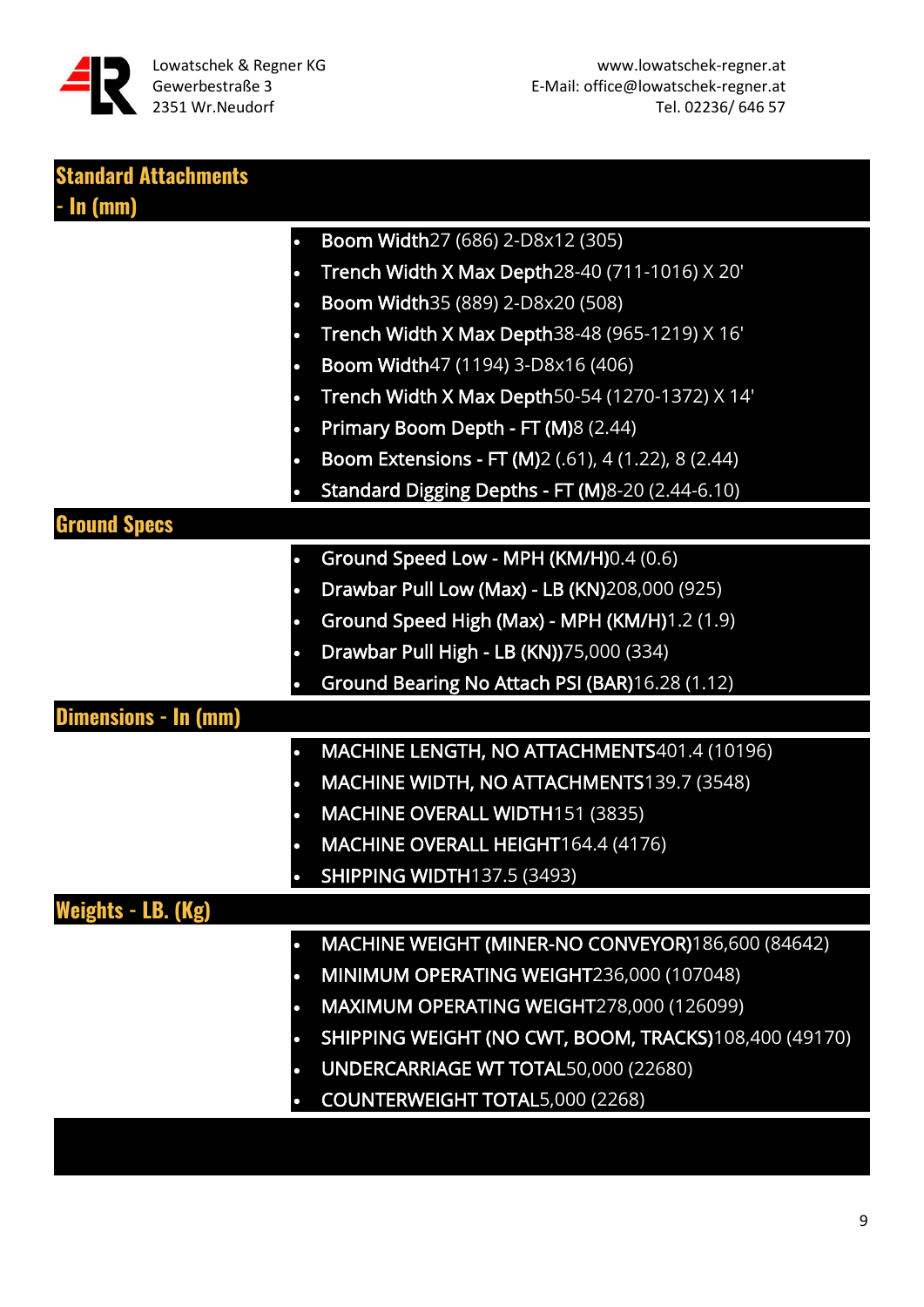## Standard Attachments - In (mm)

- **Boom Width**27 (686) 2-D8x12 (305)
- **Trench Width X Max Depth**28-40 (711-1016) X 20'
- **Boom Width**35 (889) 2-D8x20 (508)
- **Trench Width X Max Depth**38-48 (965-1219) X 16'
- **Boom Width**47 (1194) 3-D8x16 (406)
- **Trench Width X Max Depth**50-54 (1270-1372) X 14'
- **Primary Boom Depth - FT (M)**8 (2.44)
- **Boom Extensions - FT (M)**2 (.61), 4 (1.22), 8 (2.44)
- **Standard Digging Depths - FT (M)**8-20 (2.44-6.10)

## Ground Specs

- **Ground Speed Low - MPH (KM/H)**0.4 (0.6)
- **Drawbar Pull Low (Max) - LB (KN)**208,000 (925)
- **Ground Speed High (Max) - MPH (KM/H)**1.2 (1.9)
- **Drawbar Pull High - LB (KN))**75,000 (334)
- **Ground Bearing No Attach PSI (BAR)**16.28 (1.12)

## Dimensions - In (mm)

- **MACHINE LENGTH, NO ATTACHMENTS**401.4 (10196)
- **MACHINE WIDTH, NO ATTACHMENTS**139.7 (3548)
- **MACHINE OVERALL WIDTH**151 (3835)
- **MACHINE OVERALL HEIGHT**164.4 (4176)
- **SHIPPING WIDTH**137.5 (3493)

## Weights - LB. (Kg)

- **MACHINE WEIGHT (MINER-NO CONVEYOR)**186,600 (84642)
- **MINIMUM OPERATING WEIGHT**236,000 (107048)
- **MAXIMUM OPERATING WEIGHT**278,000 (126099)
- **SHIPPING WEIGHT (NO CWT, BOOM, TRACKS)**108,400 (49170)
- **UNDERCARRIAGE WT TOTAL**50,000 (22680)
- **COUNTERWEIGHT TOTAL**5,000 (2268)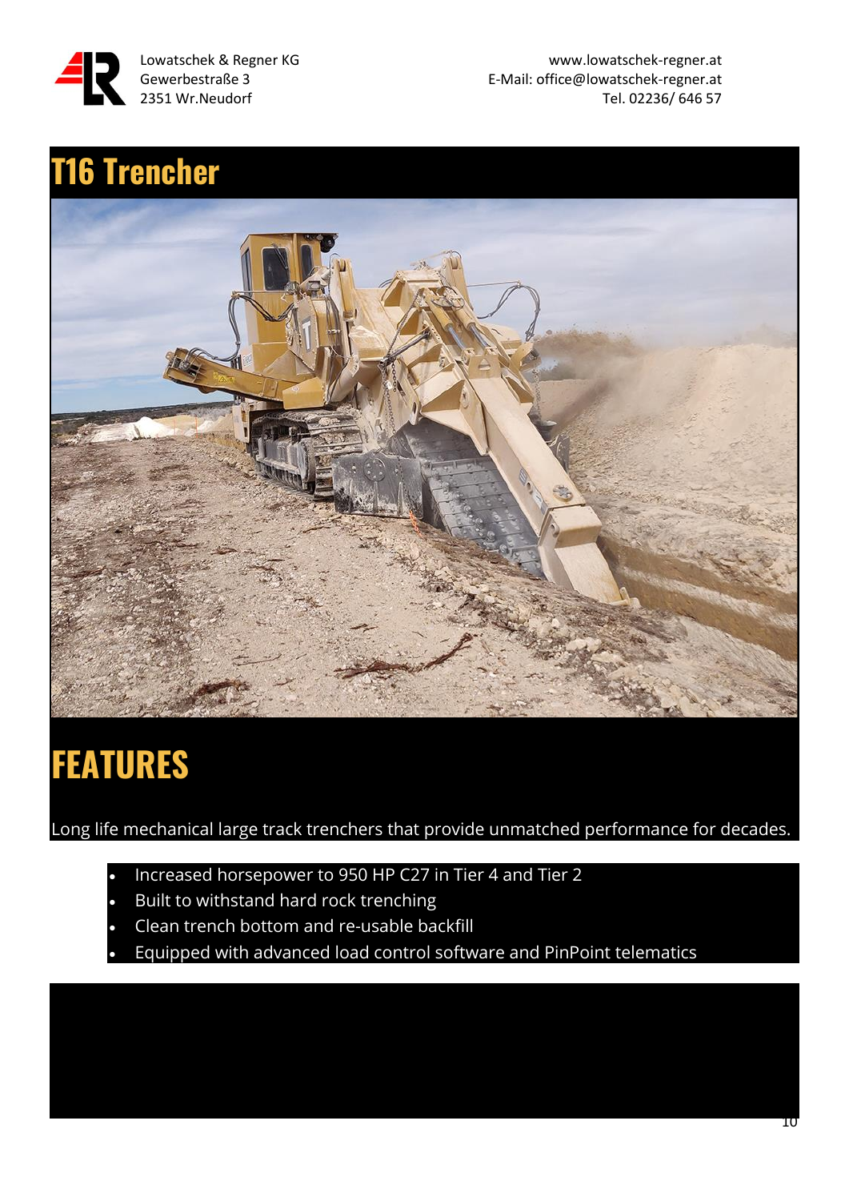Lowatschek & Regner KG
Gewerbestraße 3
2351 Wr.Neudorf

www.lowatschek-regner.at
E-Mail: office@lowatschek-regner.at
Tel. 02236/ 646 57

# T16 Trencher

# FEATURES

Long life mechanical large track trenchers that provide unmatched performance for decades.

- Increased horsepower to 950 HP C27 in Tier 4 and Tier 2
- Built to withstand hard rock trenching
- Clean trench bottom and re-usable backfill
- Equipped with advanced load control software and PinPoint telematics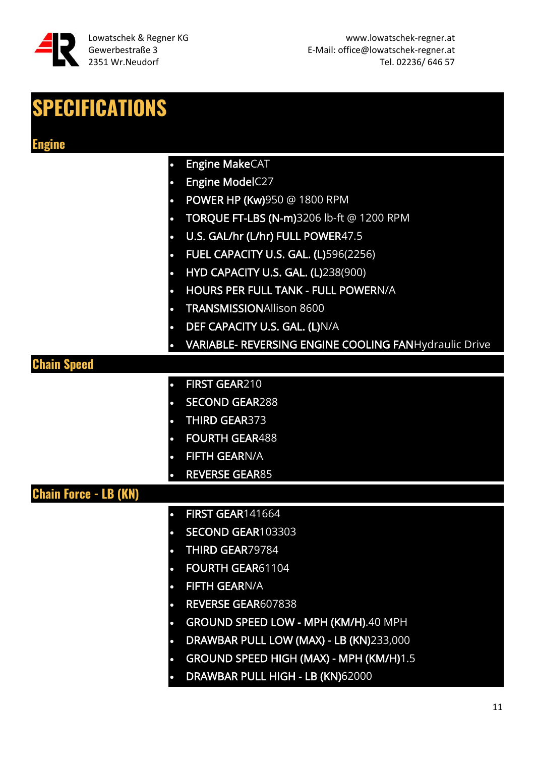Lowatschek & Regner KG
Gewerbestraße 3
2351 Wr.Neudorf

www.lowatschek-regner.at
E-Mail: office@lowatschek-regner.at
Tel. 02236/ 646 57

# SPECIFICATIONS

## Engine

- **Engine Make**CAT
- **Engine Model**C27
- **POWER HP (Kw)**950 @ 1800 RPM
- **TORQUE FT-LBS (N-m)**3206 lb-ft @ 1200 RPM
- **U.S. GAL/hr (L/hr) FULL POWER**47.5
- **FUEL CAPACITY U.S. GAL. (L)**596(2256)
- **HYD CAPACITY U.S. GAL. (L)**238(900)
- **HOURS PER FULL TANK - FULL POWER**N/A
- **TRANSMISSION**Allison 8600
- **DEF CAPACITY U.S. GAL. (L)**N/A
- **VARIABLE- REVERSING ENGINE COOLING FAN**Hydraulic Drive

## Chain Speed

- **FIRST GEAR**210
- **SECOND GEAR**288
- **THIRD GEAR**373
- **FOURTH GEAR**488
- **FIFTH GEAR**N/A
- **REVERSE GEAR**85

## Chain Force - LB (KN)

- **FIRST GEAR**141664
- **SECOND GEAR**103303
- **THIRD GEAR**79784
- **FOURTH GEAR**61104
- **FIFTH GEAR**N/A
- **REVERSE GEAR**607838
- **GROUND SPEED LOW - MPH (KM/H)**.40 MPH
- **DRAWBAR PULL LOW (MAX) - LB (KN)**233,000
- **GROUND SPEED HIGH (MAX) - MPH (KM/H)**1.5
- **DRAWBAR PULL HIGH - LB (KN)**62000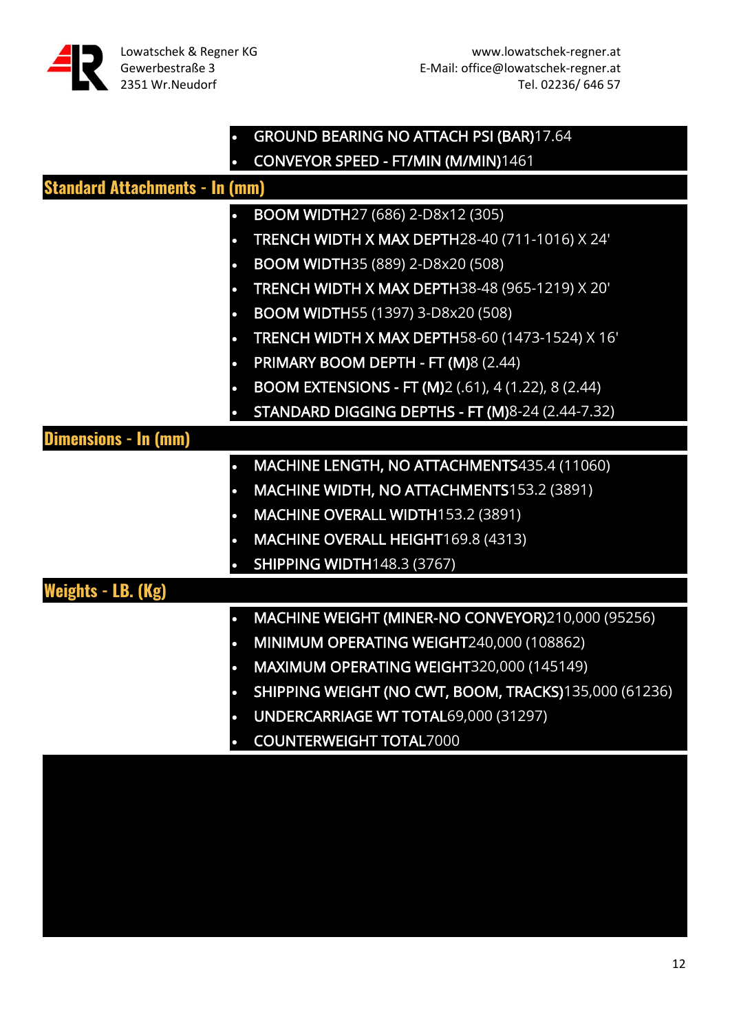- **GROUND BEARING NO ATTACH PSI (BAR)**17.64
- **CONVEYOR SPEED - FT/MIN (M/MIN)**1461

## Standard Attachments - In (mm)

- **BOOM WIDTH**27 (686) 2-D8x12 (305)
- **TRENCH WIDTH X MAX DEPTH**28-40 (711-1016) X 24'
- **BOOM WIDTH**35 (889) 2-D8x20 (508)
- **TRENCH WIDTH X MAX DEPTH**38-48 (965-1219) X 20'
- **BOOM WIDTH**55 (1397) 3-D8x20 (508)
- **TRENCH WIDTH X MAX DEPTH**58-60 (1473-1524) X 16'
- **PRIMARY BOOM DEPTH - FT (M)**8 (2.44)
- **BOOM EXTENSIONS - FT (M)**2 (.61), 4 (1.22), 8 (2.44)
- **STANDARD DIGGING DEPTHS - FT (M)**8-24 (2.44-7.32)

## Dimensions - In (mm)

- **MACHINE LENGTH, NO ATTACHMENTS**435.4 (11060)
- **MACHINE WIDTH, NO ATTACHMENTS**153.2 (3891)
- **MACHINE OVERALL WIDTH**153.2 (3891)
- **MACHINE OVERALL HEIGHT**169.8 (4313)
- **SHIPPING WIDTH**148.3 (3767)

## Weights - LB. (Kg)

- **MACHINE WEIGHT (MINER-NO CONVEYOR)**210,000 (95256)
- **MINIMUM OPERATING WEIGHT**240,000 (108862)
- **MAXIMUM OPERATING WEIGHT**320,000 (145149)
- **SHIPPING WEIGHT (NO CWT, BOOM, TRACKS)**135,000 (61236)
- **UNDERCARRIAGE WT TOTAL**69,000 (31297)
- **COUNTERWEIGHT TOTAL**7000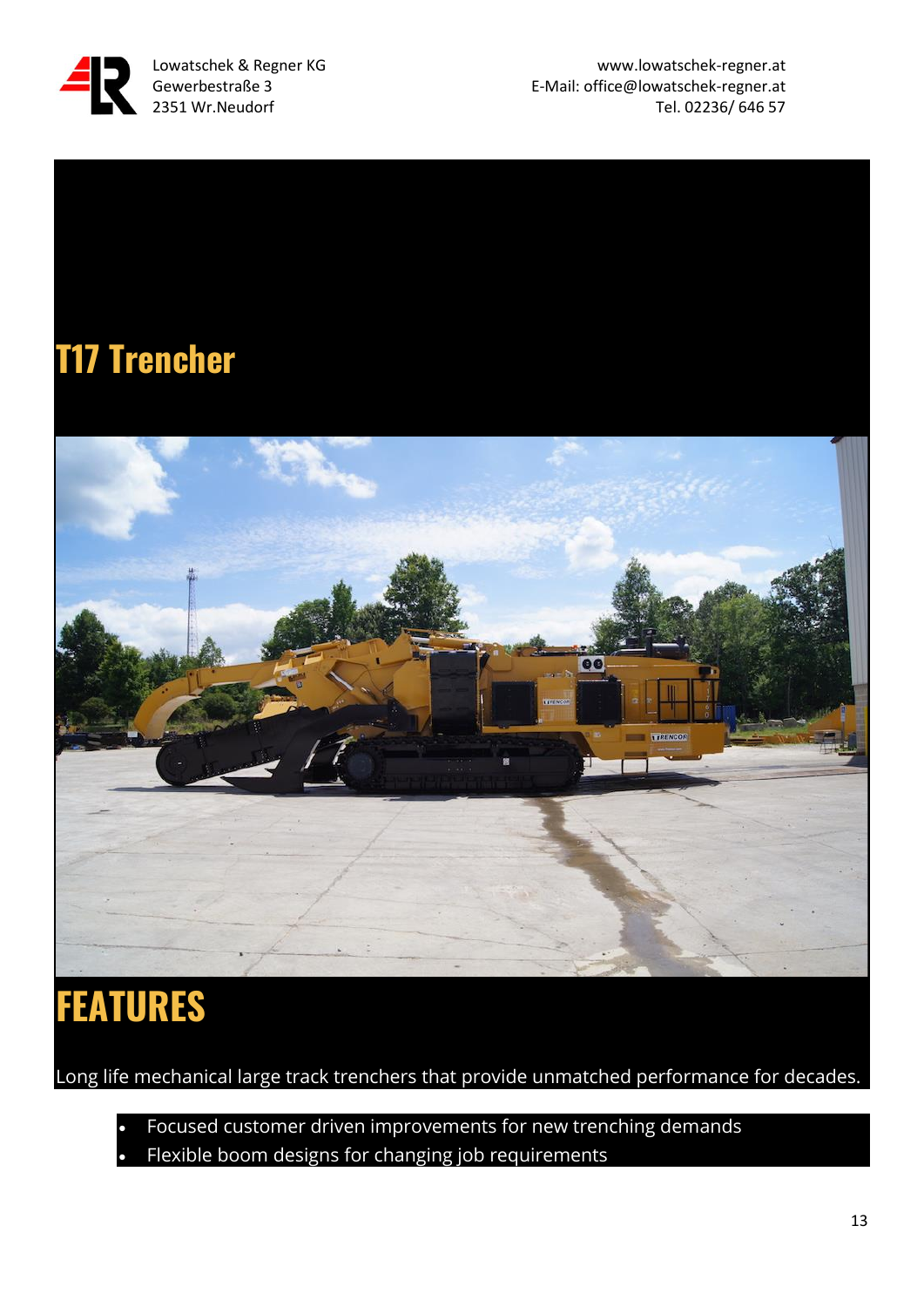# T17 Trencher

## FEATURES

Long life mechanical large track trenchers that provide unmatched performance for decades.

- Focused customer driven improvements for new trenching demands
- Flexible boom designs for changing job requirements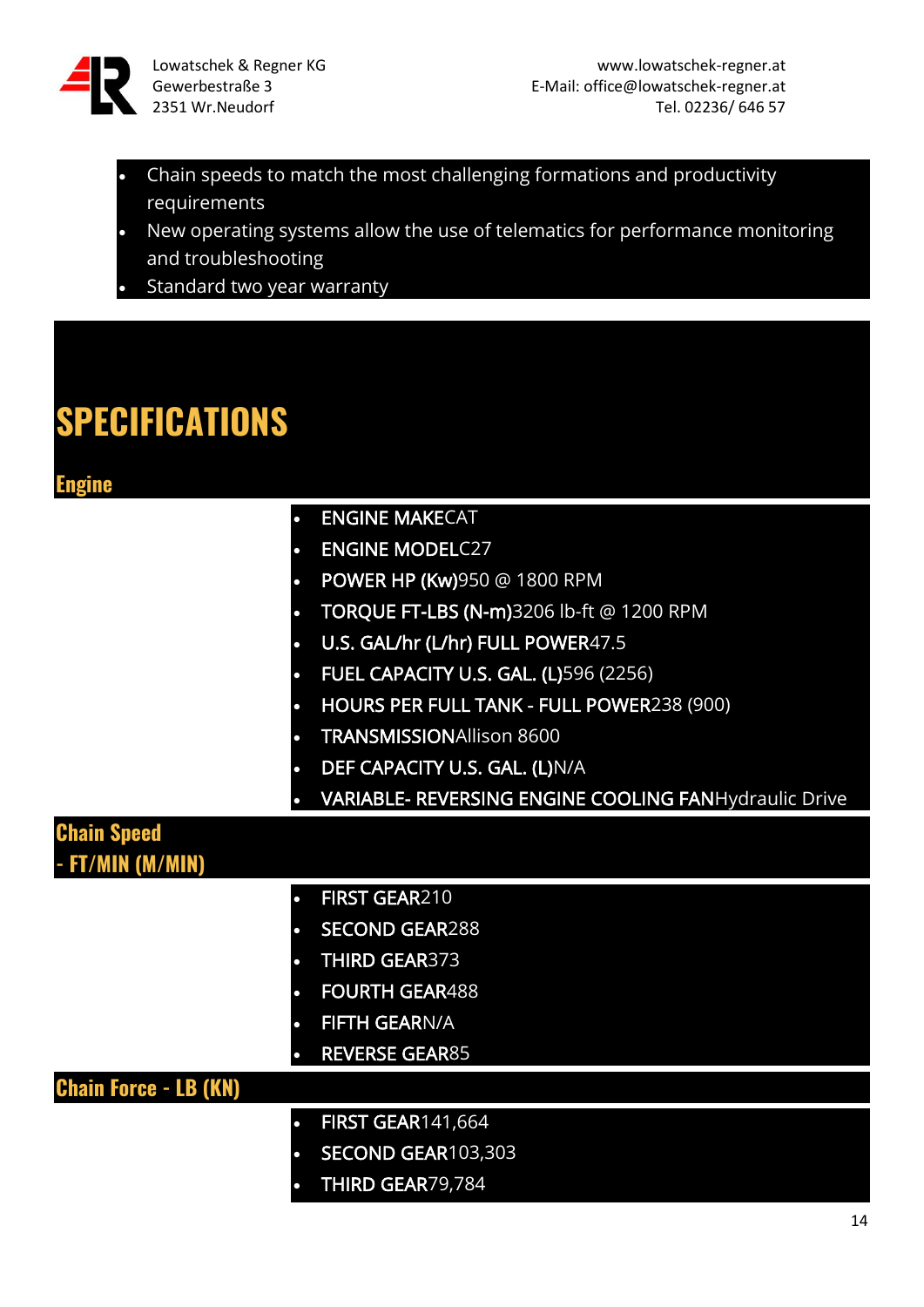- Chain speeds to match the most challenging formations and productivity requirements
- New operating systems allow the use of telematics for performance monitoring and troubleshooting
- Standard two year warranty

# SPECIFICATIONS

## Engine

- **ENGINE MAKE**CAT
- **ENGINE MODEL**C27
- **POWER HP (Kw)**950 @ 1800 RPM
- **TORQUE FT-LBS (N-m)**3206 lb-ft @ 1200 RPM
- **U.S. GAL/hr (L/hr) FULL POWER**47.5
- **FUEL CAPACITY U.S. GAL. (L)**596 (2256)
- **HOURS PER FULL TANK - FULL POWER**238 (900)
- **TRANSMISSION**Allison 8600
- **DEF CAPACITY U.S. GAL. (L)**N/A
- **VARIABLE- REVERSING ENGINE COOLING FAN**Hydraulic Drive

## Chain Speed - FT/MIN (M/MIN)

- **FIRST GEAR**210
- **SECOND GEAR**288
- **THIRD GEAR**373
- **FOURTH GEAR**488
- **FIFTH GEAR**N/A
- **REVERSE GEAR**85

## Chain Force - LB (KN)

- **FIRST GEAR**141,664
- **SECOND GEAR**103,303
- **THIRD GEAR**79,784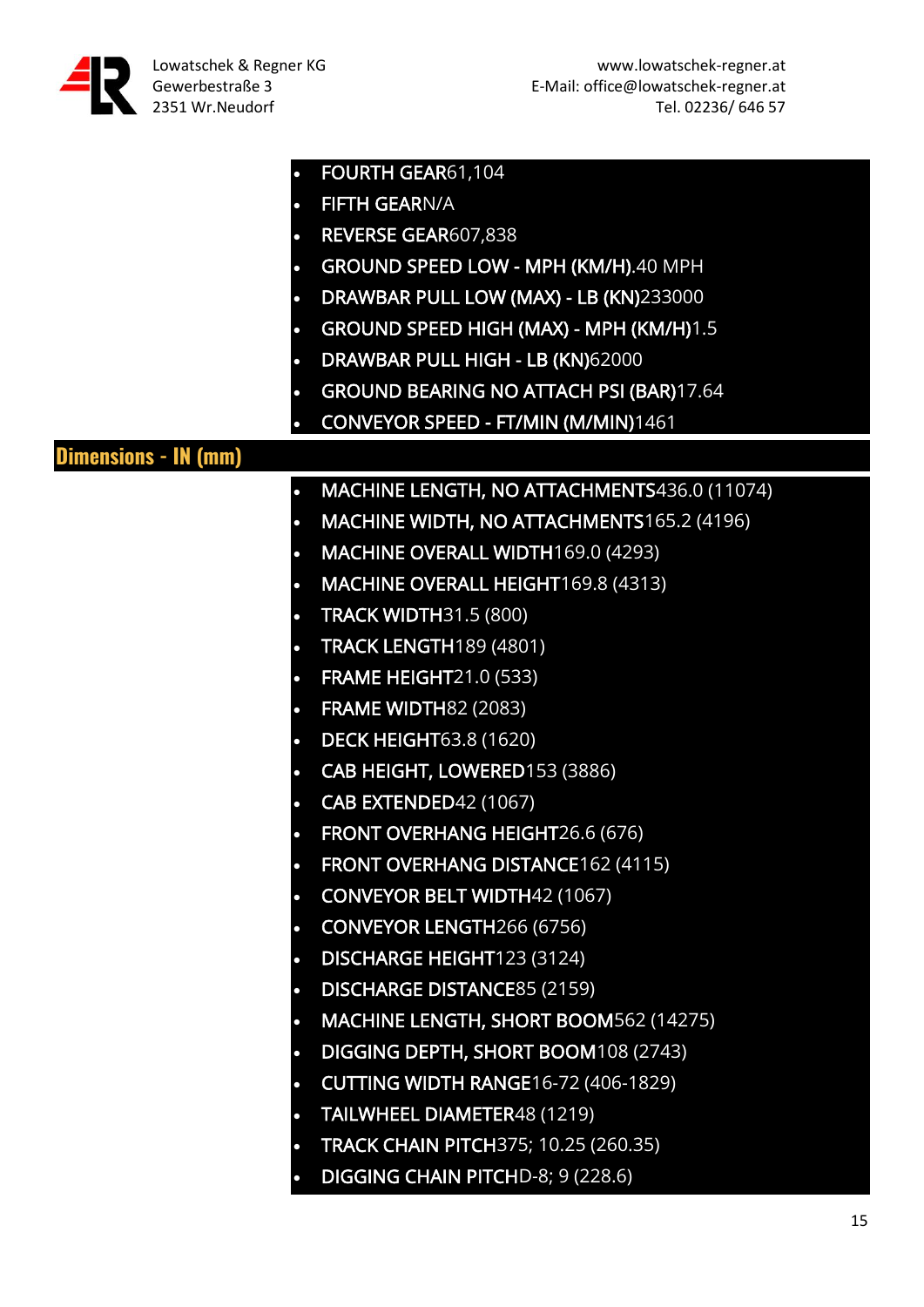- **FOURTH GEAR**61,104
- **FIFTH GEAR**N/A
- **REVERSE GEAR**607,838
- **GROUND SPEED LOW - MPH (KM/H)**.40 MPH
- **DRAWBAR PULL LOW (MAX) - LB (KN)**233000
- **GROUND SPEED HIGH (MAX) - MPH (KM/H)**1.5
- **DRAWBAR PULL HIGH - LB (KN)**62000
- **GROUND BEARING NO ATTACH PSI (BAR)**17.64
- **CONVEYOR SPEED - FT/MIN (M/MIN)**1461

## Dimensions - IN (mm)

- **MACHINE LENGTH, NO ATTACHMENTS**436.0 (11074)
- **MACHINE WIDTH, NO ATTACHMENTS**165.2 (4196)
- **MACHINE OVERALL WIDTH**169.0 (4293)
- **MACHINE OVERALL HEIGHT**169.8 (4313)
- **TRACK WIDTH**31.5 (800)
- **TRACK LENGTH**189 (4801)
- **FRAME HEIGHT**21.0 (533)
- **FRAME WIDTH**82 (2083)
- **DECK HEIGHT**63.8 (1620)
- **CAB HEIGHT, LOWERED**153 (3886)
- **CAB EXTENDED**42 (1067)
- **FRONT OVERHANG HEIGHT**26.6 (676)
- **FRONT OVERHANG DISTANCE**162 (4115)
- **CONVEYOR BELT WIDTH**42 (1067)
- **CONVEYOR LENGTH**266 (6756)
- **DISCHARGE HEIGHT**123 (3124)
- **DISCHARGE DISTANCE**85 (2159)
- **MACHINE LENGTH, SHORT BOOM**562 (14275)
- **DIGGING DEPTH, SHORT BOOM**108 (2743)
- **CUTTING WIDTH RANGE**16-72 (406-1829)
- **TAILWHEEL DIAMETER**48 (1219)
- **TRACK CHAIN PITCH**375; 10.25 (260.35)
- **DIGGING CHAIN PITCH**D-8; 9 (228.6)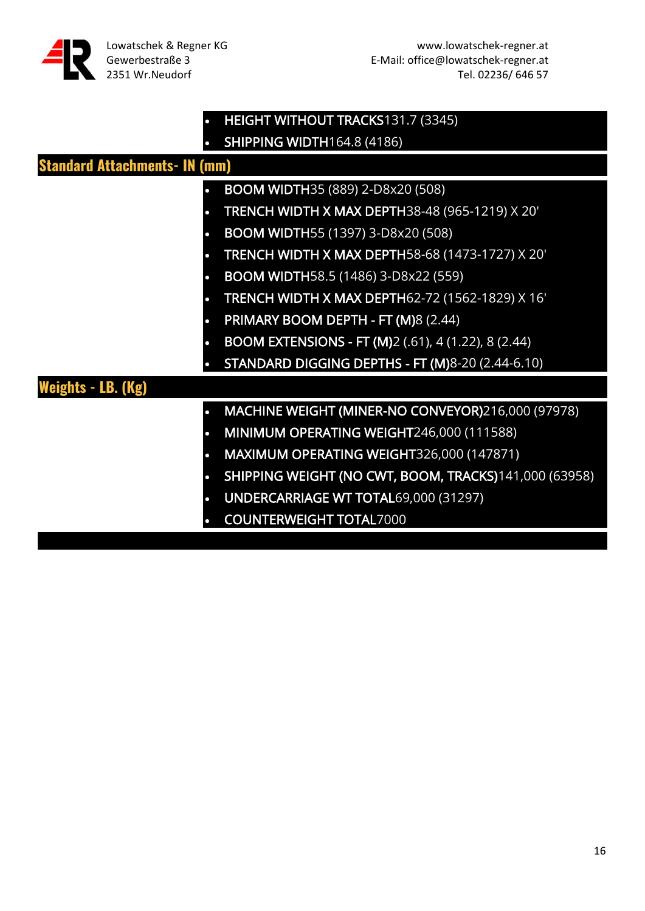- **HEIGHT WITHOUT TRACKS**131.7 (3345)
- **SHIPPING WIDTH**164.8 (4186)

## Standard Attachments- IN (mm)

- **BOOM WIDTH**35 (889) 2-D8x20 (508)
- **TRENCH WIDTH X MAX DEPTH**38-48 (965-1219) X 20'
- **BOOM WIDTH**55 (1397) 3-D8x20 (508)
- **TRENCH WIDTH X MAX DEPTH**58-68 (1473-1727) X 20'
- **BOOM WIDTH**58.5 (1486) 3-D8x22 (559)
- **TRENCH WIDTH X MAX DEPTH**62-72 (1562-1829) X 16'
- **PRIMARY BOOM DEPTH - FT (M)**8 (2.44)
- **BOOM EXTENSIONS - FT (M)**2 (.61), 4 (1.22), 8 (2.44)
- **STANDARD DIGGING DEPTHS - FT (M)**8-20 (2.44-6.10)

## Weights - LB. (Kg)

- **MACHINE WEIGHT (MINER-NO CONVEYOR)**216,000 (97978)
- **MINIMUM OPERATING WEIGHT**246,000 (111588)
- **MAXIMUM OPERATING WEIGHT**326,000 (147871)
- **SHIPPING WEIGHT (NO CWT, BOOM, TRACKS)**141,000 (63958)
- **UNDERCARRIAGE WT TOTAL**69,000 (31297)
- **COUNTERWEIGHT TOTAL**7000